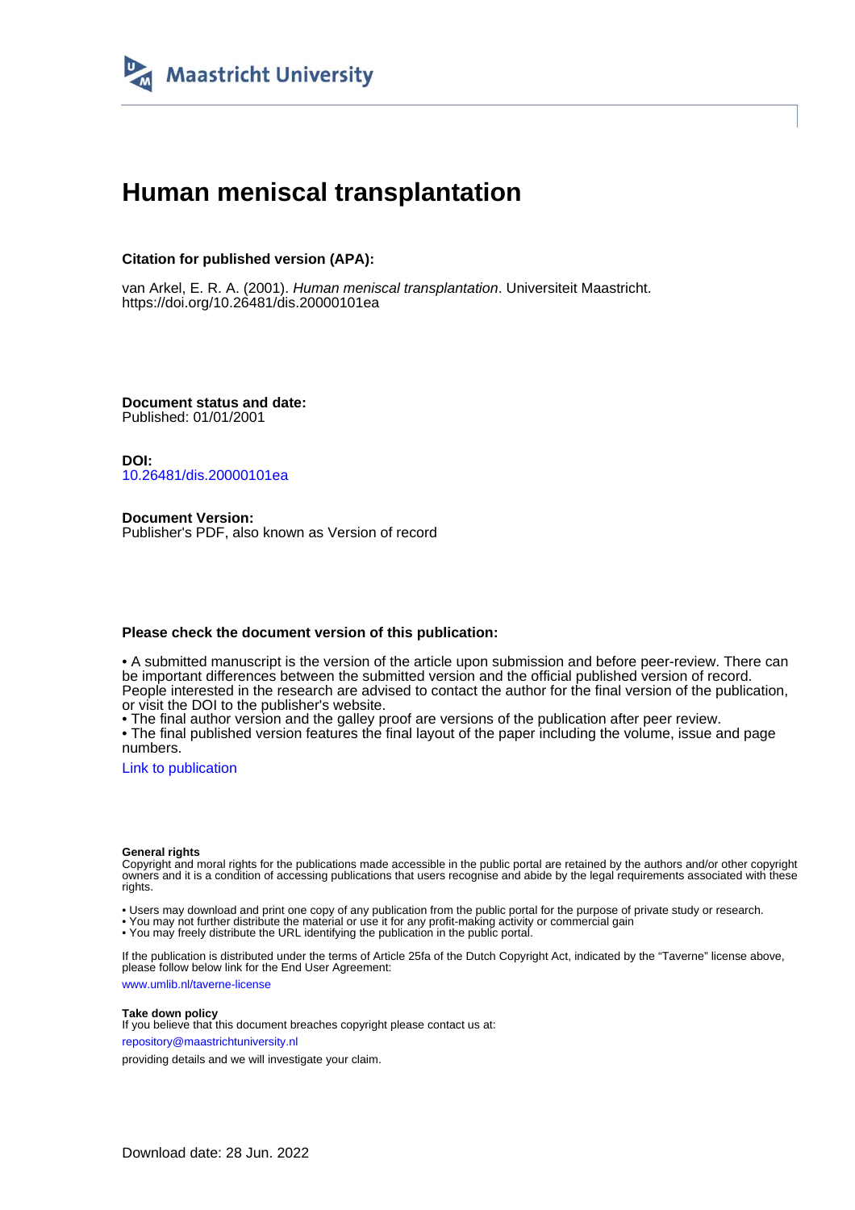Maastricht University

# Human meniscal transplantation

**Citation for published version (APA):**

van Arkel, E. R. A. (2001). *Human meniscal transplantation*. Universiteit Maastricht. https://doi.org/10.26481/dis.20000101ea

**Document status and date:**
Published: 01/01/2001

**DOI:**
10.26481/dis.20000101ea

**Document Version:**
Publisher's PDF, also known as Version of record

**Please check the document version of this publication:**

• A submitted manuscript is the version of the article upon submission and before peer-review. There can be important differences between the submitted version and the official published version of record. People interested in the research are advised to contact the author for the final version of the publication, or visit the DOI to the publisher's website.
• The final author version and the galley proof are versions of the publication after peer review.
• The final published version features the final layout of the paper including the volume, issue and page numbers.

Link to publication

**General rights**
Copyright and moral rights for the publications made accessible in the public portal are retained by the authors and/or other copyright owners and it is a condition of accessing publications that users recognise and abide by the legal requirements associated with these rights.

• Users may download and print one copy of any publication from the public portal for the purpose of private study or research.
• You may not further distribute the material or use it for any profit-making activity or commercial gain
• You may freely distribute the URL identifying the publication in the public portal.

If the publication is distributed under the terms of Article 25fa of the Dutch Copyright Act, indicated by the "Taverne" license above, please follow below link for the End User Agreement:

www.umlib.nl/taverne-license

**Take down policy**
If you believe that this document breaches copyright please contact us at:

repository@maastrichtuniversity.nl

providing details and we will investigate your claim.

Download date: 28 Jun. 2022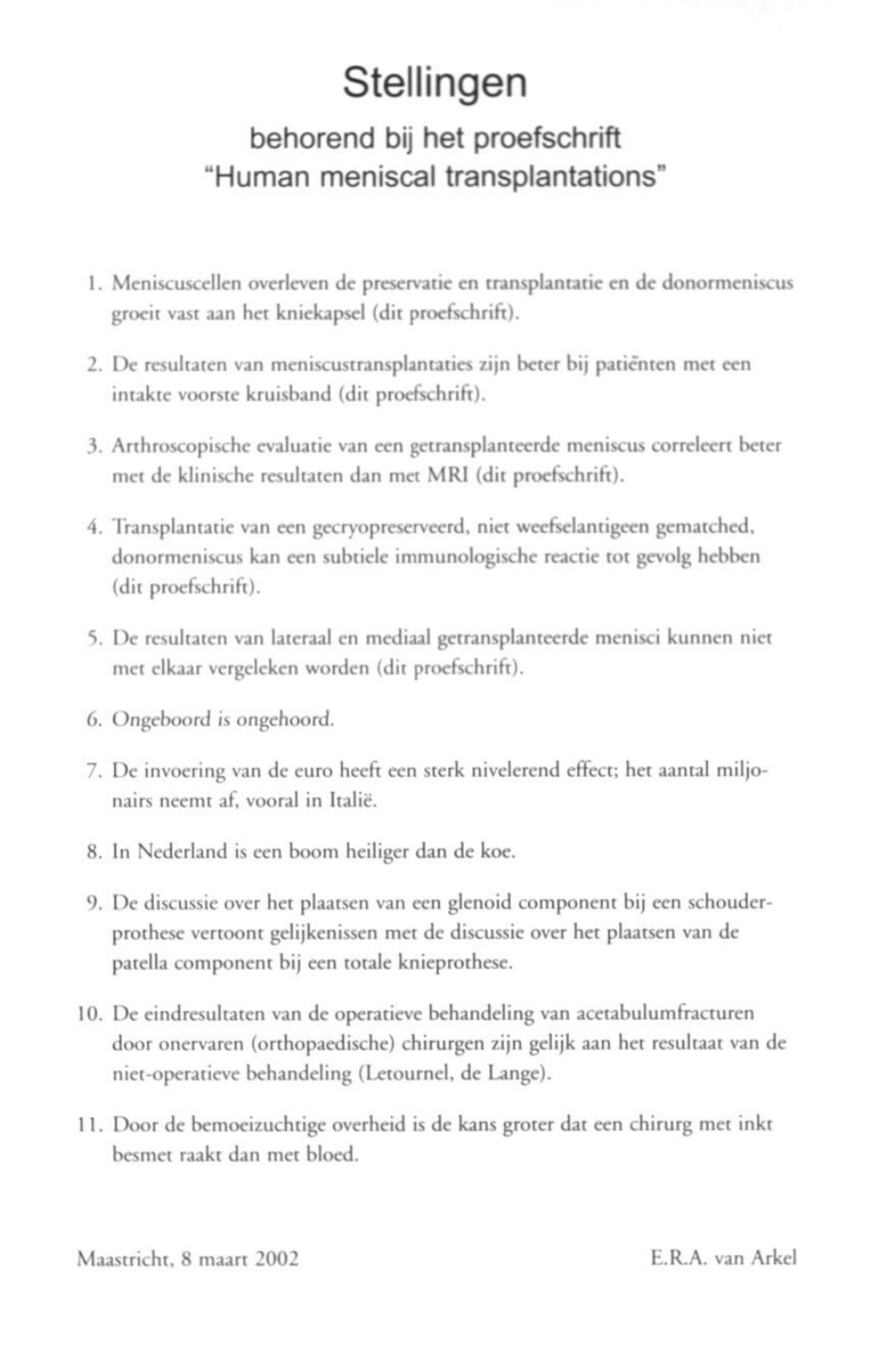# Stellingen

## behorend bij het proefschrift
## "Human meniscal transplantations"

1. Meniscuscellen overleven de preservatie en transplantatie en de donormeniscus groeit vast aan het kniekapsel (dit proefschrift).

2. De resultaten van meniscustransplantaties zijn beter bij patiënten met een intakte voorste kruisband (dit proefschrift).

3. Arthroscopische evaluatie van een getransplanteerde meniscus correleert beter met de klinische resultaten dan met MRI (dit proefschrift).

4. Transplantatie van een gecryopreserveerd, niet weefselantigeen gematched, donormeniscus kan een subtiele immunologische reactie tot gevolg hebben (dit proefschrift).

5. De resultaten van lateraal en mediaal getransplanteerde menisci kunnen niet met elkaar vergeleken worden (dit proefschrift).

6. Ongeboord is ongehoord.

7. De invoering van de euro heeft een sterk nivelerend effect; het aantal miljonairs neemt af, vooral in Italië.

8. In Nederland is een boom heiliger dan de koe.

9. De discussie over het plaatsen van een glenoid component bij een schouderprothese vertoont gelijkenissen met de discussie over het plaatsen van de patella component bij een totale knieprothese.

10. De eindresultaten van de operatieve behandeling van acetabulumfracturen door onervaren (orthopaedische) chirurgen zijn gelijk aan het resultaat van de niet-operatieve behandeling (Letournel, de Lange).

11. Door de bemoeizuchtige overheid is de kans groter dat een chirurg met inkt besmet raakt dan met bloed.

Maastricht, 8 maart 2002

E.R.A. van Arkel